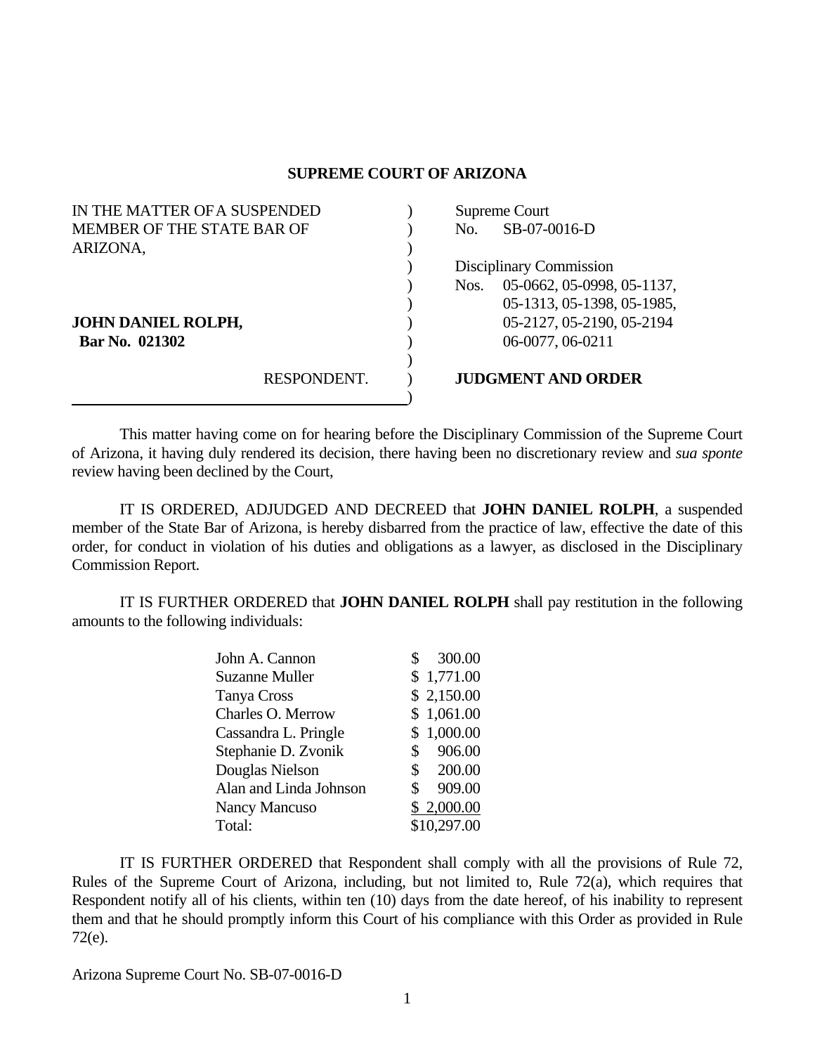**SUPREME COURT OF ARIZONA**

| | |
|---|---|
| IN THE MATTER OF A SUSPENDED MEMBER OF THE STATE BAR OF ARIZONA, | Supreme Court No. SB-07-0016-D |
| | Disciplinary Commission Nos. 05-0662, 05-0998, 05-1137, 05-1313, 05-1398, 05-1985, 05-2127, 05-2190, 05-2194 06-0077, 06-0211 |
| **JOHN DANIEL ROLPH,** **Bar No. 021302** | |
| RESPONDENT. | **JUDGMENT AND ORDER** |

This matter having come on for hearing before the Disciplinary Commission of the Supreme Court of Arizona, it having duly rendered its decision, there having been no discretionary review and *sua sponte* review having been declined by the Court,

IT IS ORDERED, ADJUDGED AND DECREED that **JOHN DANIEL ROLPH**, a suspended member of the State Bar of Arizona, is hereby disbarred from the practice of law, effective the date of this order, for conduct in violation of his duties and obligations as a lawyer, as disclosed in the Disciplinary Commission Report.

IT IS FURTHER ORDERED that **JOHN DANIEL ROLPH** shall pay restitution in the following amounts to the following individuals:

| | |
|---|---|
| John A. Cannon | $ 300.00 |
| Suzanne Muller | $ 1,771.00 |
| Tanya Cross | $ 2,150.00 |
| Charles O. Merrow | $ 1,061.00 |
| Cassandra L. Pringle | $ 1,000.00 |
| Stephanie D. Zvonik | $ 906.00 |
| Douglas Nielson | $ 200.00 |
| Alan and Linda Johnson | $ 909.00 |
| Nancy Mancuso | $ 2,000.00 |
| Total: | $10,297.00 |

IT IS FURTHER ORDERED that Respondent shall comply with all the provisions of Rule 72, Rules of the Supreme Court of Arizona, including, but not limited to, Rule 72(a), which requires that Respondent notify all of his clients, within ten (10) days from the date hereof, of his inability to represent them and that he should promptly inform this Court of his compliance with this Order as provided in Rule 72(e).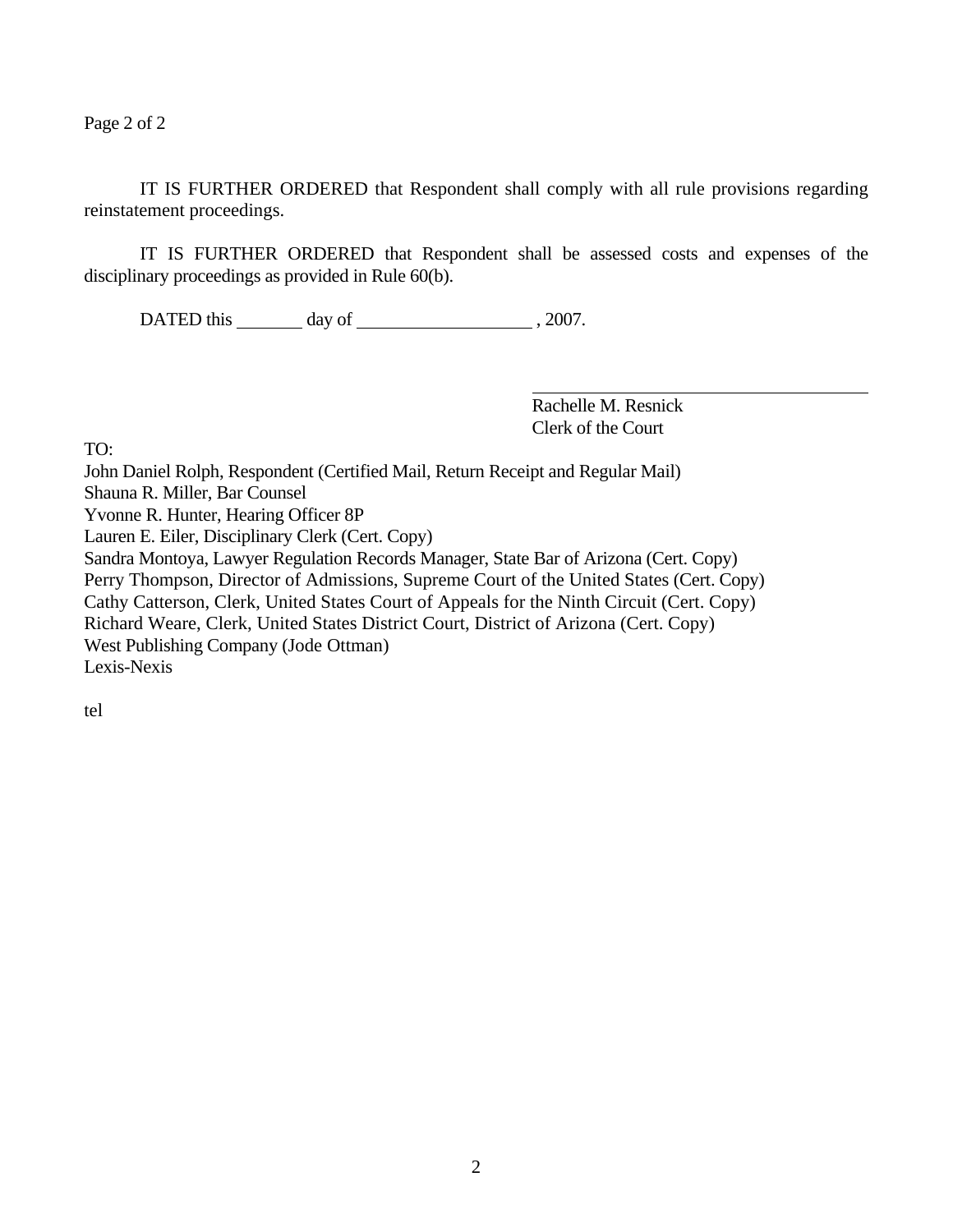IT IS FURTHER ORDERED that Respondent shall comply with all rule provisions regarding reinstatement proceedings.

IT IS FURTHER ORDERED that Respondent shall be assessed costs and expenses of the disciplinary proceedings as provided in Rule 60(b).

DATED this ________ day of ___________________ , 2007.

Rachelle M. Resnick
Clerk of the Court

TO:
John Daniel Rolph, Respondent (Certified Mail, Return Receipt and Regular Mail)
Shauna R. Miller, Bar Counsel
Yvonne R. Hunter, Hearing Officer 8P
Lauren E. Eiler, Disciplinary Clerk (Cert. Copy)
Sandra Montoya, Lawyer Regulation Records Manager, State Bar of Arizona (Cert. Copy)
Perry Thompson, Director of Admissions, Supreme Court of the United States (Cert. Copy)
Cathy Catterson, Clerk, United States Court of Appeals for the Ninth Circuit (Cert. Copy)
Richard Weare, Clerk, United States District Court, District of Arizona (Cert. Copy)
West Publishing Company (Jode Ottman)
Lexis-Nexis

tel